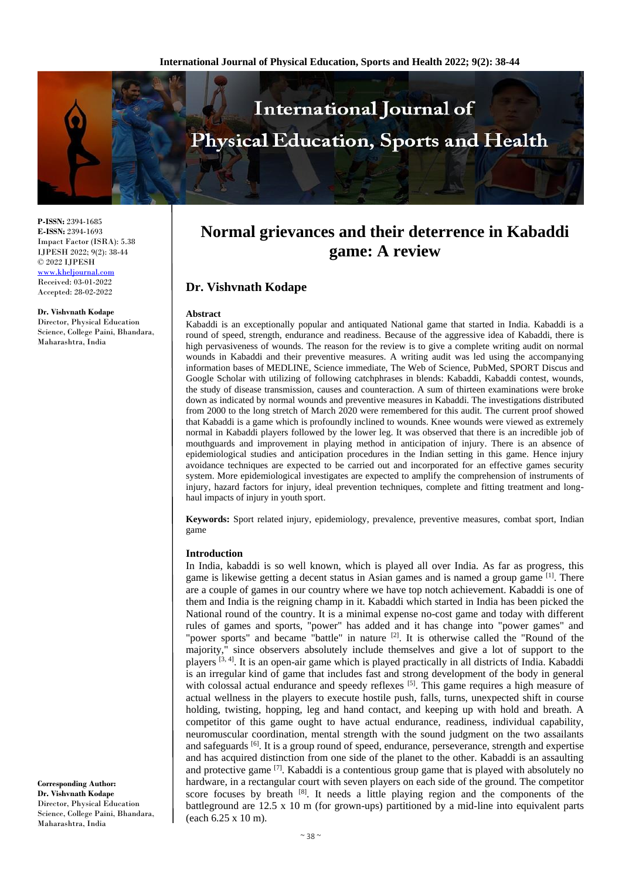P-ISSN: 2394-1685
E-ISSN: 2394-1693
Impact Factor (ISRA): 5.38
IJPESH 2022; 9(2): 38-44
© 2022 IJPESH
www.kheljournal.com
Received: 03-01-2022
Accepted: 28-02-2022

**Dr. Vishvnath Kodape**
Director, Physical Education Science, College Paini, Bhandara, Maharashtra, India

**Corresponding Author:**
**Dr. Vishvnath Kodape**
Director, Physical Education Science, College Paini, Bhandara, Maharashtra, India

# Normal grievances and their deterrence in Kabaddi game: A review

## Dr. Vishvnath Kodape

### Abstract

Kabaddi is an exceptionally popular and antiquated National game that started in India. Kabaddi is a round of speed, strength, endurance and readiness. Because of the aggressive idea of Kabaddi, there is high pervasiveness of wounds. The reason for the review is to give a complete writing audit on normal wounds in Kabaddi and their preventive measures. A writing audit was led using the accompanying information bases of MEDLINE, Science immediate, The Web of Science, PubMed, SPORT Discus and Google Scholar with utilizing of following catchphrases in blends: Kabaddi, Kabaddi contest, wounds, the study of disease transmission, causes and counteraction. A sum of thirteen examinations were broke down as indicated by normal wounds and preventive measures in Kabaddi. The investigations distributed from 2000 to the long stretch of March 2020 were remembered for this audit. The current proof showed that Kabaddi is a game which is profoundly inclined to wounds. Knee wounds were viewed as extremely normal in Kabaddi players followed by the lower leg. It was observed that there is an incredible job of mouthguards and improvement in playing method in anticipation of injury. There is an absence of epidemiological studies and anticipation procedures in the Indian setting in this game. Hence injury avoidance techniques are expected to be carried out and incorporated for an effective games security system. More epidemiological investigates are expected to amplify the comprehension of instruments of injury, hazard factors for injury, ideal prevention techniques, complete and fitting treatment and long-haul impacts of injury in youth sport.

**Keywords:** Sport related injury, epidemiology, prevalence, preventive measures, combat sport, Indian game

### Introduction

In India, kabaddi is so well known, which is played all over India. As far as progress, this game is likewise getting a decent status in Asian games and is named a group game [1]. There are a couple of games in our country where we have top notch achievement. Kabaddi is one of them and India is the reigning champ in it. Kabaddi which started in India has been picked the National round of the country. It is a minimal expense no-cost game and today with different rules of games and sports, "power" has added and it has change into "power games" and "power sports" and became "battle" in nature [2]. It is otherwise called the "Round of the majority," since observers absolutely include themselves and give a lot of support to the players [3, 4]. It is an open-air game which is played practically in all districts of India. Kabaddi is an irregular kind of game that includes fast and strong development of the body in general with colossal actual endurance and speedy reflexes [5]. This game requires a high measure of actual wellness in the players to execute hostile push, falls, turns, unexpected shift in course holding, twisting, hopping, leg and hand contact, and keeping up with hold and breath. A competitor of this game ought to have actual endurance, readiness, individual capability, neuromuscular coordination, mental strength with the sound judgment on the two assailants and safeguards [6]. It is a group round of speed, endurance, perseverance, strength and expertise and has acquired distinction from one side of the planet to the other. Kabaddi is an assaulting and protective game [7]. Kabaddi is a contentious group game that is played with absolutely no hardware, in a rectangular court with seven players on each side of the ground. The competitor score focuses by breath [8]. It needs a little playing region and the components of the battleground are 12.5 x 10 m (for grown-ups) partitioned by a mid-line into equivalent parts (each 6.25 x 10 m).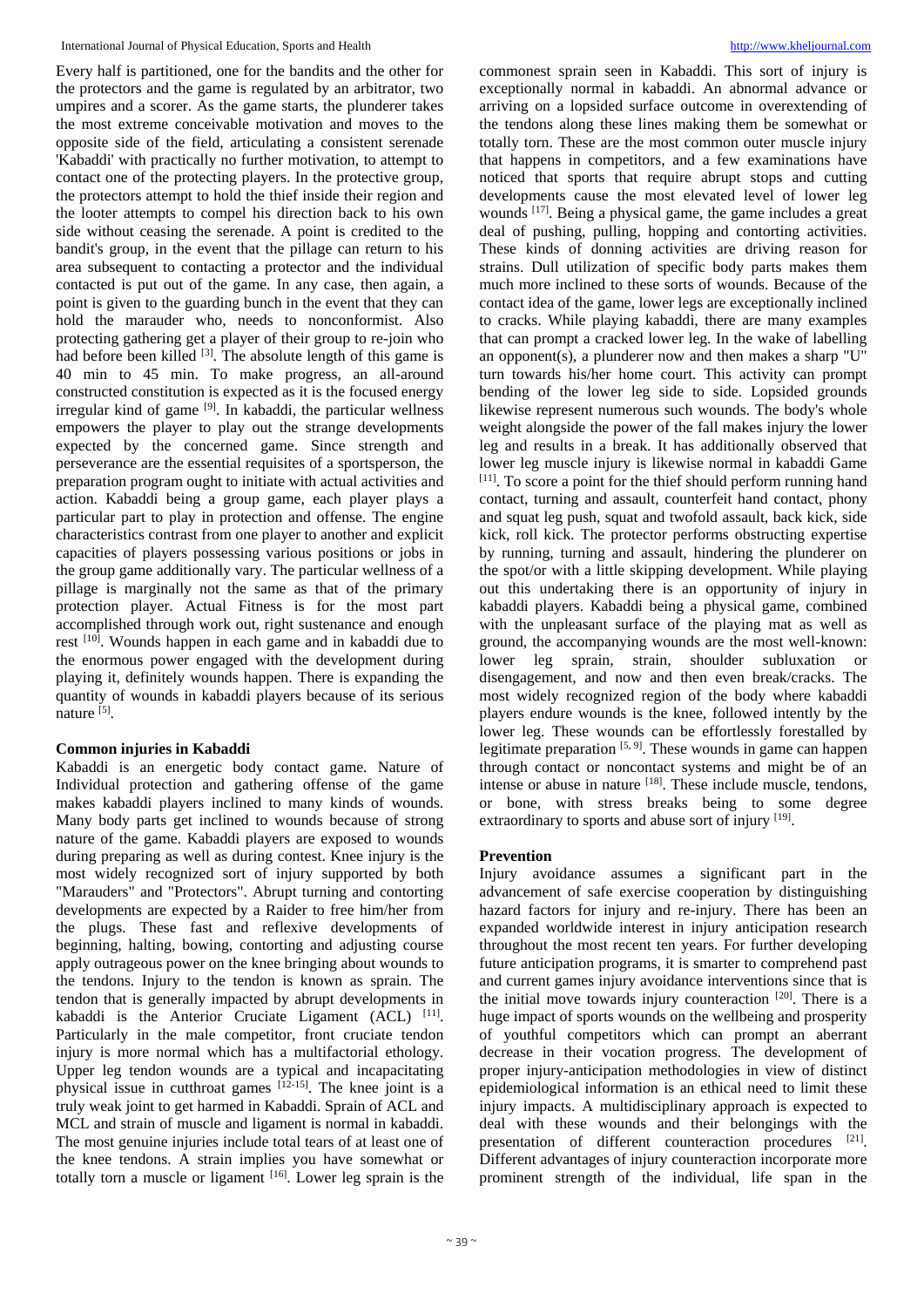Every half is partitioned, one for the bandits and the other for the protectors and the game is regulated by an arbitrator, two umpires and a scorer. As the game starts, the plunderer takes the most extreme conceivable motivation and moves to the opposite side of the field, articulating a consistent serenade 'Kabaddi' with practically no further motivation, to attempt to contact one of the protecting players. In the protective group, the protectors attempt to hold the thief inside their region and the looter attempts to compel his direction back to his own side without ceasing the serenade. A point is credited to the bandit's group, in the event that the pillage can return to his area subsequent to contacting a protector and the individual contacted is put out of the game. In any case, then again, a point is given to the guarding bunch in the event that they can hold the marauder who, needs to nonconformist. Also protecting gathering get a player of their group to re-join who had before been killed [3]. The absolute length of this game is 40 min to 45 min. To make progress, an all-around constructed constitution is expected as it is the focused energy irregular kind of game [9]. In kabaddi, the particular wellness empowers the player to play out the strange developments expected by the concerned game. Since strength and perseverance are the essential requisites of a sportsperson, the preparation program ought to initiate with actual activities and action. Kabaddi being a group game, each player plays a particular part to play in protection and offense. The engine characteristics contrast from one player to another and explicit capacities of players possessing various positions or jobs in the group game additionally vary. The particular wellness of a pillage is marginally not the same as that of the primary protection player. Actual Fitness is for the most part accomplished through work out, right sustenance and enough rest [10]. Wounds happen in each game and in kabaddi due to the enormous power engaged with the development during playing it, definitely wounds happen. There is expanding the quantity of wounds in kabaddi players because of its serious nature [5].

## Common injuries in Kabaddi

Kabaddi is an energetic body contact game. Nature of Individual protection and gathering offense of the game makes kabaddi players inclined to many kinds of wounds. Many body parts get inclined to wounds because of strong nature of the game. Kabaddi players are exposed to wounds during preparing as well as during contest. Knee injury is the most widely recognized sort of injury supported by both "Marauders" and "Protectors". Abrupt turning and contorting developments are expected by a Raider to free him/her from the plugs. These fast and reflexive developments of beginning, halting, bowing, contorting and adjusting course apply outrageous power on the knee bringing about wounds to the tendons. Injury to the tendon is known as sprain. The tendon that is generally impacted by abrupt developments in kabaddi is the Anterior Cruciate Ligament (ACL) [11]. Particularly in the male competitor, front cruciate tendon injury is more normal which has a multifactorial ethology. Upper leg tendon wounds are a typical and incapacitating physical issue in cutthroat games [12-15]. The knee joint is a truly weak joint to get harmed in Kabaddi. Sprain of ACL and MCL and strain of muscle and ligament is normal in kabaddi. The most genuine injuries include total tears of at least one of the knee tendons. A strain implies you have somewhat or totally torn a muscle or ligament [16]. Lower leg sprain is the commonest sprain seen in Kabaddi. This sort of injury is exceptionally normal in kabaddi. An abnormal advance or arriving on a lopsided surface outcome in overextending of the tendons along these lines making them be somewhat or totally torn. These are the most common outer muscle injury that happens in competitors, and a few examinations have noticed that sports that require abrupt stops and cutting developments cause the most elevated level of lower leg wounds [17]. Being a physical game, the game includes a great deal of pushing, pulling, hopping and contorting activities. These kinds of donning activities are driving reason for strains. Dull utilization of specific body parts makes them much more inclined to these sorts of wounds. Because of the contact idea of the game, lower legs are exceptionally inclined to cracks. While playing kabaddi, there are many examples that can prompt a cracked lower leg. In the wake of labelling an opponent(s), a plunderer now and then makes a sharp "U" turn towards his/her home court. This activity can prompt bending of the lower leg side to side. Lopsided grounds likewise represent numerous such wounds. The body's whole weight alongside the power of the fall makes injury the lower leg and results in a break. It has additionally observed that lower leg muscle injury is likewise normal in kabaddi Game [11]. To score a point for the thief should perform running hand contact, turning and assault, counterfeit hand contact, phony and squat leg push, squat and twofold assault, back kick, side kick, roll kick. The protector performs obstructing expertise by running, turning and assault, hindering the plunderer on the spot/or with a little skipping development. While playing out this undertaking there is an opportunity of injury in kabaddi players. Kabaddi being a physical game, combined with the unpleasant surface of the playing mat as well as ground, the accompanying wounds are the most well-known: lower leg sprain, strain, shoulder subluxation or disengagement, and now and then even break/cracks. The most widely recognized region of the body where kabaddi players endure wounds is the knee, followed intently by the lower leg. These wounds can be effortlessly forestalled by legitimate preparation [5, 9]. These wounds in game can happen through contact or noncontact systems and might be of an intense or abuse in nature [18]. These include muscle, tendons, or bone, with stress breaks being to some degree extraordinary to sports and abuse sort of injury [19].

## Prevention

Injury avoidance assumes a significant part in the advancement of safe exercise cooperation by distinguishing hazard factors for injury and re-injury. There has been an expanded worldwide interest in injury anticipation research throughout the most recent ten years. For further developing future anticipation programs, it is smarter to comprehend past and current games injury avoidance interventions since that is the initial move towards injury counteraction [20]. There is a huge impact of sports wounds on the wellbeing and prosperity of youthful competitors which can prompt an aberrant decrease in their vocation progress. The development of proper injury-anticipation methodologies in view of distinct epidemiological information is an ethical need to limit these injury impacts. A multidisciplinary approach is expected to deal with these wounds and their belongings with the presentation of different counteraction procedures [21]. Different advantages of injury counteraction incorporate more prominent strength of the individual, life span in the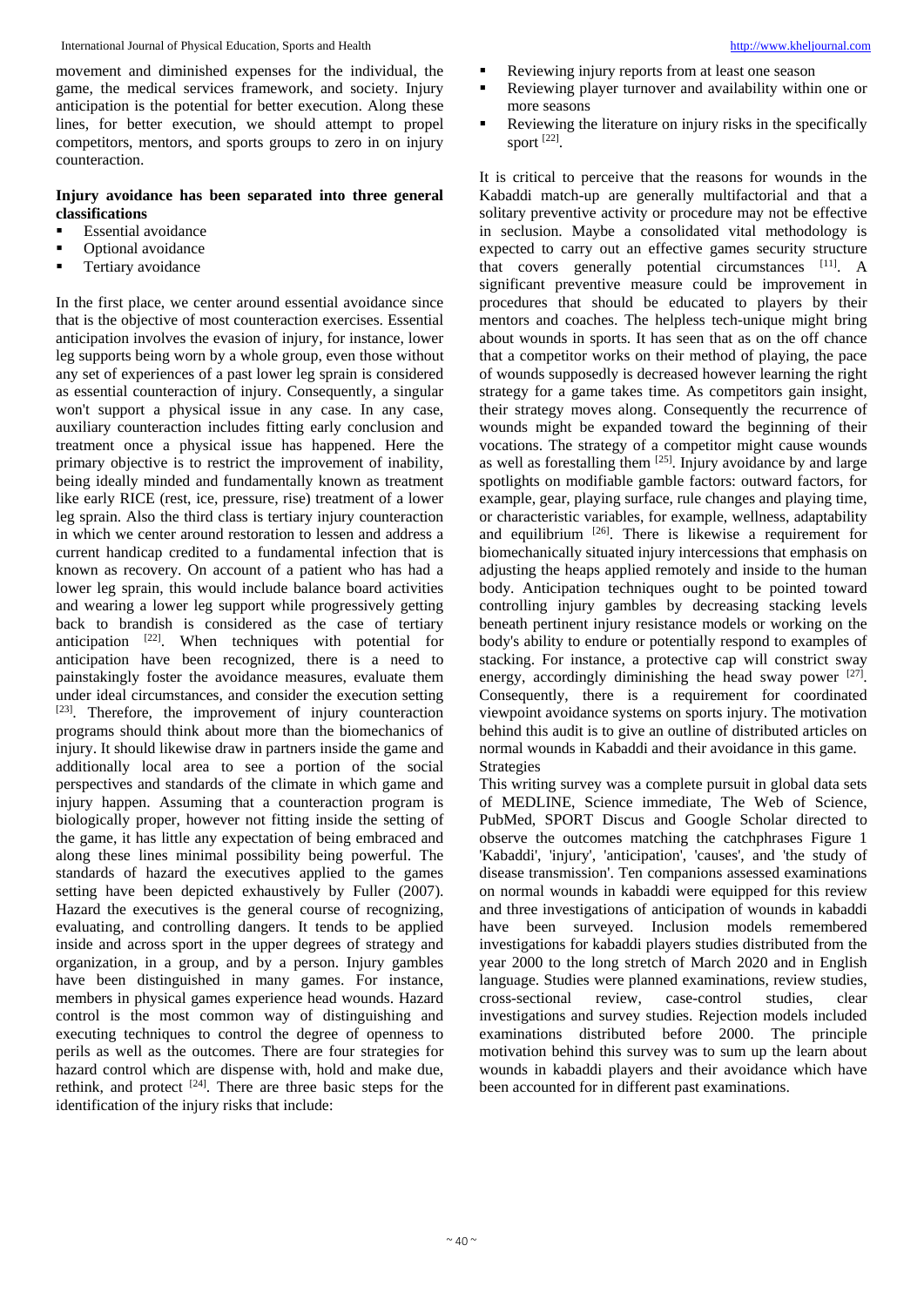movement and diminished expenses for the individual, the game, the medical services framework, and society. Injury anticipation is the potential for better execution. Along these lines, for better execution, we should attempt to propel competitors, mentors, and sports groups to zero in on injury counteraction.

**Injury avoidance has been separated into three general classifications**

- Essential avoidance
- Optional avoidance
- Tertiary avoidance

In the first place, we center around essential avoidance since that is the objective of most counteraction exercises. Essential anticipation involves the evasion of injury, for instance, lower leg supports being worn by a whole group, even those without any set of experiences of a past lower leg sprain is considered as essential counteraction of injury. Consequently, a singular won't support a physical issue in any case. In any case, auxiliary counteraction includes fitting early conclusion and treatment once a physical issue has happened. Here the primary objective is to restrict the improvement of inability, being ideally minded and fundamentally known as treatment like early RICE (rest, ice, pressure, rise) treatment of a lower leg sprain. Also the third class is tertiary injury counteraction in which we center around restoration to lessen and address a current handicap credited to a fundamental infection that is known as recovery. On account of a patient who has had a lower leg sprain, this would include balance board activities and wearing a lower leg support while progressively getting back to brandish is considered as the case of tertiary anticipation [22]. When techniques with potential for anticipation have been recognized, there is a need to painstakingly foster the avoidance measures, evaluate them under ideal circumstances, and consider the execution setting [23]. Therefore, the improvement of injury counteraction programs should think about more than the biomechanics of injury. It should likewise draw in partners inside the game and additionally local area to see a portion of the social perspectives and standards of the climate in which game and injury happen. Assuming that a counteraction program is biologically proper, however not fitting inside the setting of the game, it has little any expectation of being embraced and along these lines minimal possibility being powerful. The standards of hazard the executives applied to the games setting have been depicted exhaustively by Fuller (2007). Hazard the executives is the general course of recognizing, evaluating, and controlling dangers. It tends to be applied inside and across sport in the upper degrees of strategy and organization, in a group, and by a person. Injury gambles have been distinguished in many games. For instance, members in physical games experience head wounds. Hazard control is the most common way of distinguishing and executing techniques to control the degree of openness to perils as well as the outcomes. There are four strategies for hazard control which are dispense with, hold and make due, rethink, and protect [24]. There are three basic steps for the identification of the injury risks that include:

- Reviewing injury reports from at least one season
- Reviewing player turnover and availability within one or more seasons
- Reviewing the literature on injury risks in the specifically sport [22].

It is critical to perceive that the reasons for wounds in the Kabaddi match-up are generally multifactorial and that a solitary preventive activity or procedure may not be effective in seclusion. Maybe a consolidated vital methodology is expected to carry out an effective games security structure that covers generally potential circumstances [11]. A significant preventive measure could be improvement in procedures that should be educated to players by their mentors and coaches. The helpless tech-unique might bring about wounds in sports. It has seen that as on the off chance that a competitor works on their method of playing, the pace of wounds supposedly is decreased however learning the right strategy for a game takes time. As competitors gain insight, their strategy moves along. Consequently the recurrence of wounds might be expanded toward the beginning of their vocations. The strategy of a competitor might cause wounds as well as forestalling them [25]. Injury avoidance by and large spotlights on modifiable gamble factors: outward factors, for example, gear, playing surface, rule changes and playing time, or characteristic variables, for example, wellness, adaptability and equilibrium [26]. There is likewise a requirement for biomechanically situated injury intercessions that emphasis on adjusting the heaps applied remotely and inside to the human body. Anticipation techniques ought to be pointed toward controlling injury gambles by decreasing stacking levels beneath pertinent injury resistance models or working on the body's ability to endure or potentially respond to examples of stacking. For instance, a protective cap will constrict sway energy, accordingly diminishing the head sway power [27]. Consequently, there is a requirement for coordinated viewpoint avoidance systems on sports injury. The motivation behind this audit is to give an outline of distributed articles on normal wounds in Kabaddi and their avoidance in this game.

## Strategies

This writing survey was a complete pursuit in global data sets of MEDLINE, Science immediate, The Web of Science, PubMed, SPORT Discus and Google Scholar directed to observe the outcomes matching the catchphrases Figure 1 'Kabaddi', 'injury', 'anticipation', 'causes', and 'the study of disease transmission'. Ten companions assessed examinations on normal wounds in kabaddi were equipped for this review and three investigations of anticipation of wounds in kabaddi have been surveyed. Inclusion models remembered investigations for kabaddi players studies distributed from the year 2000 to the long stretch of March 2020 and in English language. Studies were planned examinations, review studies, cross-sectional review, case-control studies, clear investigations and survey studies. Rejection models included examinations distributed before 2000. The principle motivation behind this survey was to sum up the learn about wounds in kabaddi players and their avoidance which have been accounted for in different past examinations.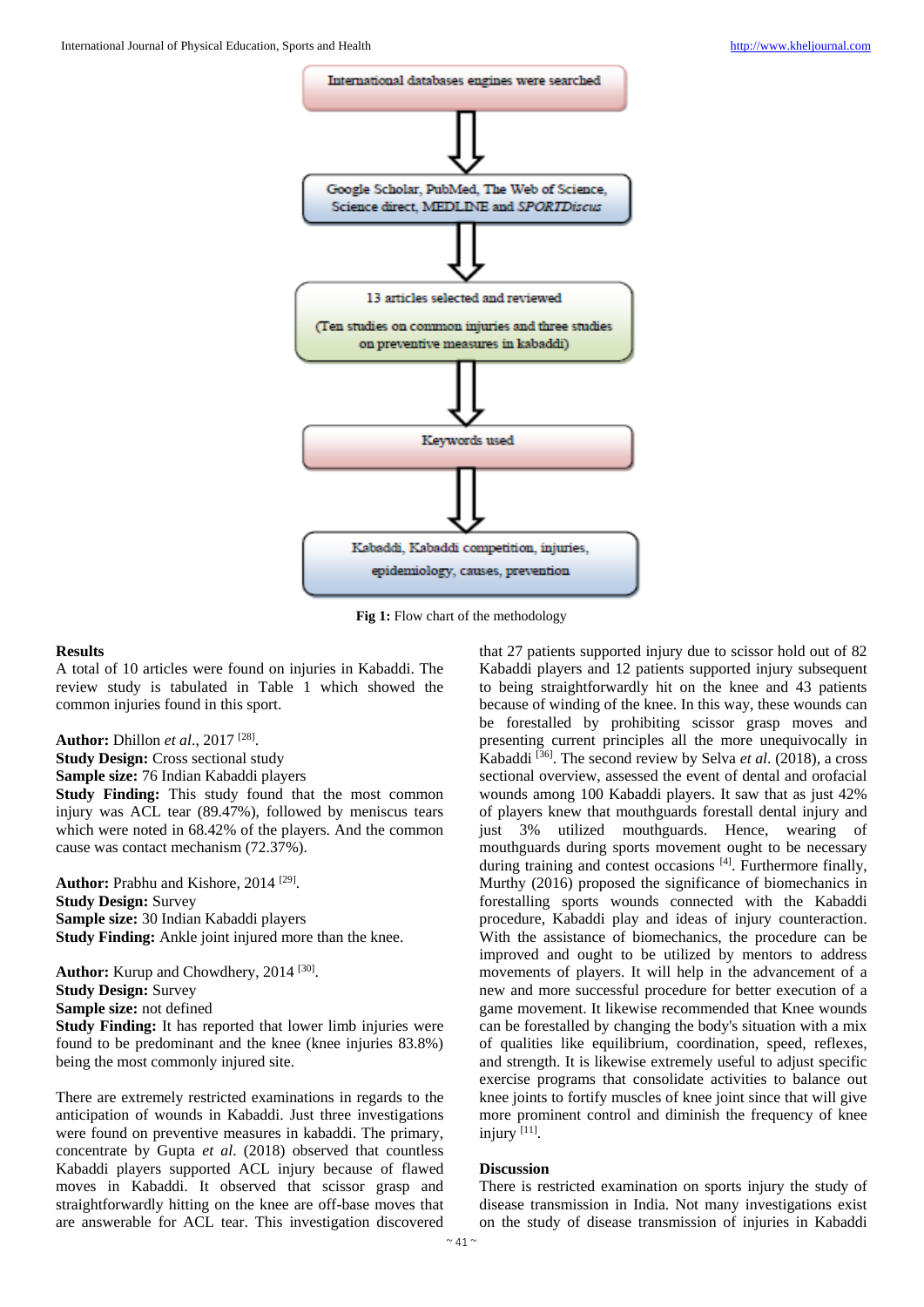International databases engines were searched

Google Scholar, PubMed, The Web of Science, Science direct, MEDLINE and *SPORTDiscus*

13 articles selected and reviewed

(Ten studies on common injuries and three studies on preventive measures in kabaddi)

Keywords used

Kabaddi, Kabaddi competition, injuries, epidemiology, causes, prevention

**Fig 1:** Flow chart of the methodology

## Results

A total of 10 articles were found on injuries in Kabaddi. The review study is tabulated in Table 1 which showed the common injuries found in this sport.

**Author:** Dhillon *et al*., 2017 [28].
**Study Design:** Cross sectional study
**Sample size:** 76 Indian Kabaddi players
**Study Finding:** This study found that the most common injury was ACL tear (89.47%), followed by meniscus tears which were noted in 68.42% of the players. And the common cause was contact mechanism (72.37%).

**Author:** Prabhu and Kishore, 2014 [29].
**Study Design:** Survey
**Sample size:** 30 Indian Kabaddi players
**Study Finding:** Ankle joint injured more than the knee.

**Author:** Kurup and Chowdhery, 2014 [30].
**Study Design:** Survey
**Sample size:** not defined
**Study Finding:** It has reported that lower limb injuries were found to be predominant and the knee (knee injuries 83.8%) being the most commonly injured site.

There are extremely restricted examinations in regards to the anticipation of wounds in Kabaddi. Just three investigations were found on preventive measures in kabaddi. The primary, concentrate by Gupta *et al*. (2018) observed that countless Kabaddi players supported ACL injury because of flawed moves in Kabaddi. It observed that scissor grasp and straightforwardly hitting on the knee are off-base moves that are answerable for ACL tear. This investigation discovered that 27 patients supported injury due to scissor hold out of 82 Kabaddi players and 12 patients supported injury subsequent to being straightforwardly hit on the knee and 43 patients because of winding of the knee. In this way, these wounds can be forestalled by prohibiting scissor grasp moves and presenting current principles all the more unequivocally in Kabaddi [36]. The second review by Selva *et al*. (2018), a cross sectional overview, assessed the event of dental and orofacial wounds among 100 Kabaddi players. It saw that as just 42% of players knew that mouthguards forestall dental injury and just 3% utilized mouthguards. Hence, wearing of mouthguards during sports movement ought to be necessary during training and contest occasions [4]. Furthermore finally, Murthy (2016) proposed the significance of biomechanics in forestalling sports wounds connected with the Kabaddi procedure, Kabaddi play and ideas of injury counteraction. With the assistance of biomechanics, the procedure can be improved and ought to be utilized by mentors to address movements of players. It will help in the advancement of a new and more successful procedure for better execution of a game movement. It likewise recommended that Knee wounds can be forestalled by changing the body's situation with a mix of qualities like equilibrium, coordination, speed, reflexes, and strength. It is likewise extremely useful to adjust specific exercise programs that consolidate activities to balance out knee joints to fortify muscles of knee joint since that will give more prominent control and diminish the frequency of knee injury [11].

## Discussion

There is restricted examination on sports injury the study of disease transmission in India. Not many investigations exist on the study of disease transmission of injuries in Kabaddi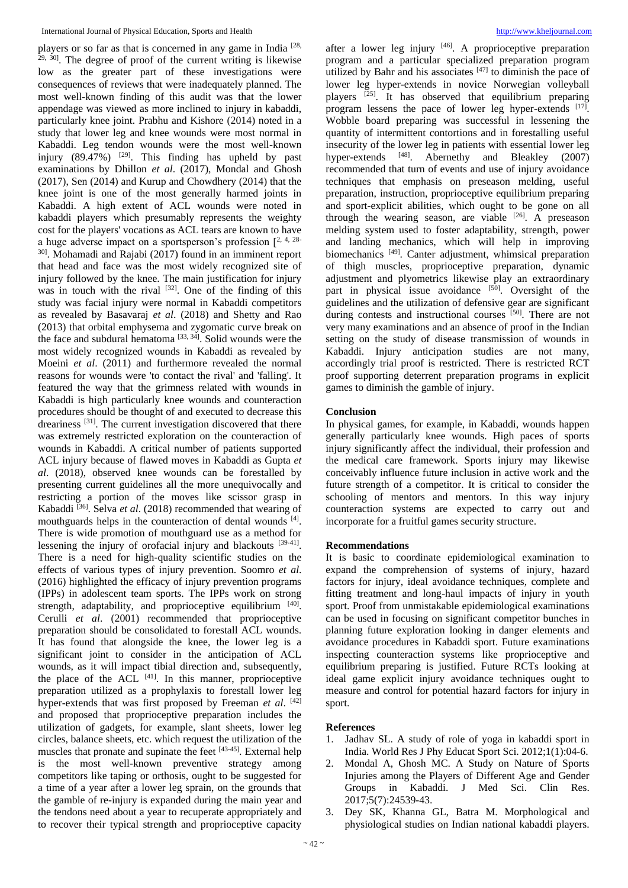players or so far as that is concerned in any game in India [28, 29, 30]. The degree of proof of the current writing is likewise low as the greater part of these investigations were consequences of reviews that were inadequately planned. The most well-known finding of this audit was that the lower appendage was viewed as more inclined to injury in kabaddi, particularly knee joint. Prabhu and Kishore (2014) noted in a study that lower leg and knee wounds were most normal in Kabaddi. Leg tendon wounds were the most well-known injury (89.47%) [29]. This finding has upheld by past examinations by Dhillon *et al*. (2017), Mondal and Ghosh (2017), Sen (2014) and Kurup and Chowdhery (2014) that the knee joint is one of the most generally harmed joints in Kabaddi. A high extent of ACL wounds were noted in kabaddi players which presumably represents the weighty cost for the players' vocations as ACL tears are known to have a huge adverse impact on a sportsperson's profession [2, 4, 28-30]. Mohamadi and Rajabi (2017) found in an imminent report that head and face was the most widely recognized site of injury followed by the knee. The main justification for injury was in touch with the rival [32]. One of the finding of this study was facial injury were normal in Kabaddi competitors as revealed by Basavaraj *et al*. (2018) and Shetty and Rao (2013) that orbital emphysema and zygomatic curve break on the face and subdural hematoma [33, 34]. Solid wounds were the most widely recognized wounds in Kabaddi as revealed by Moeini *et al*. (2011) and furthermore revealed the normal reasons for wounds were 'to contact the rival' and 'falling'. It featured the way that the grimness related with wounds in Kabaddi is high particularly knee wounds and counteraction procedures should be thought of and executed to decrease this dreariness [31]. The current investigation discovered that there was extremely restricted exploration on the counteraction of wounds in Kabaddi. A critical number of patients supported ACL injury because of flawed moves in Kabaddi as Gupta *et al*. (2018), observed knee wounds can be forestalled by presenting current guidelines all the more unequivocally and restricting a portion of the moves like scissor grasp in Kabaddi [36]. Selva *et al*. (2018) recommended that wearing of mouthguards helps in the counteraction of dental wounds [4]. There is wide promotion of mouthguard use as a method for lessening the injury of orofacial injury and blackouts [39-41]. There is a need for high-quality scientific studies on the effects of various types of injury prevention. Soomro *et al*. (2016) highlighted the efficacy of injury prevention programs (IPPs) in adolescent team sports. The IPPs work on strong strength, adaptability, and proprioceptive equilibrium [40]. Cerulli *et al*. (2001) recommended that proprioceptive preparation should be consolidated to forestall ACL wounds. It has found that alongside the knee, the lower leg is a significant joint to consider in the anticipation of ACL wounds, as it will impact tibial direction and, subsequently, the place of the ACL [41]. In this manner, proprioceptive preparation utilized as a prophylaxis to forestall lower leg hyper-extends that was first proposed by Freeman *et al*. [42] and proposed that proprioceptive preparation includes the utilization of gadgets, for example, slant sheets, lower leg circles, balance sheets, etc. which request the utilization of the muscles that pronate and supinate the feet [43-45]. External help is the most well-known preventive strategy among competitors like taping or orthosis, ought to be suggested for a time of a year after a lower leg sprain, on the grounds that the gamble of re-injury is expanded during the main year and the tendons need about a year to recuperate appropriately and to recover their typical strength and proprioceptive capacity after a lower leg injury [46]. A proprioceptive preparation program and a particular specialized preparation program utilized by Bahr and his associates [47] to diminish the pace of lower leg hyper-extends in novice Norwegian volleyball players [25]. It has observed that equilibrium preparing program lessens the pace of lower leg hyper-extends [17]. Wobble board preparing was successful in lessening the quantity of intermittent contortions and in forestalling useful insecurity of the lower leg in patients with essential lower leg hyper-extends [48]. Abernethy and Bleakley (2007) recommended that turn of events and use of injury avoidance techniques that emphasis on preseason melding, useful preparation, instruction, proprioceptive equilibrium preparing and sport-explicit abilities, which ought to be gone on all through the wearing season, are viable [26]. A preseason melding system used to foster adaptability, strength, power and landing mechanics, which will help in improving biomechanics [49]. Canter adjustment, whimsical preparation of thigh muscles, proprioceptive preparation, dynamic adjustment and plyometrics likewise play an extraordinary part in physical issue avoidance [50]. Oversight of the guidelines and the utilization of defensive gear are significant during contests and instructional courses [50]. There are not very many examinations and an absence of proof in the Indian setting on the study of disease transmission of wounds in Kabaddi. Injury anticipation studies are not many, accordingly trial proof is restricted. There is restricted RCT proof supporting deterrent preparation programs in explicit games to diminish the gamble of injury.

## Conclusion

In physical games, for example, in Kabaddi, wounds happen generally particularly knee wounds. High paces of sports injury significantly affect the individual, their profession and the medical care framework. Sports injury may likewise conceivably influence future inclusion in active work and the future strength of a competitor. It is critical to consider the schooling of mentors and mentors. In this way injury counteraction systems are expected to carry out and incorporate for a fruitful games security structure.

## Recommendations

It is basic to coordinate epidemiological examination to expand the comprehension of systems of injury, hazard factors for injury, ideal avoidance techniques, complete and fitting treatment and long-haul impacts of injury in youth sport. Proof from unmistakable epidemiological examinations can be used in focusing on significant competitor bunches in planning future exploration looking in danger elements and avoidance procedures in Kabaddi sport. Future examinations inspecting counteraction systems like proprioceptive and equilibrium preparing is justified. Future RCTs looking at ideal game explicit injury avoidance techniques ought to measure and control for potential hazard factors for injury in sport.

## References

1. Jadhav SL. A study of role of yoga in kabaddi sport in India. World Res J Phy Educat Sport Sci. 2012;1(1):04-6.
2. Mondal A, Ghosh MC. A Study on Nature of Sports Injuries among the Players of Different Age and Gender Groups in Kabaddi. J Med Sci. Clin Res. 2017;5(7):24539-43.
3. Dey SK, Khanna GL, Batra M. Morphological and physiological studies on Indian national kabaddi players.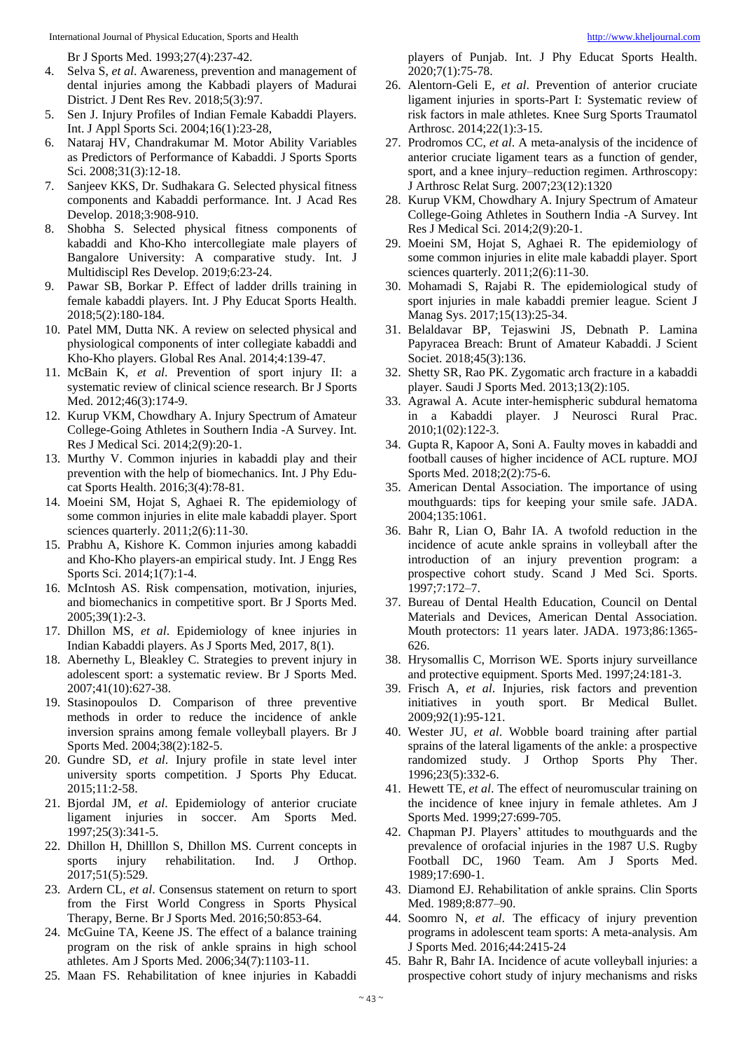Br J Sports Med. 1993;27(4):237-42.

4. Selva S, *et al*. Awareness, prevention and management of dental injuries among the Kabbadi players of Madurai District. J Dent Res Rev. 2018;5(3):97.
5. Sen J. Injury Profiles of Indian Female Kabaddi Players. Int. J Appl Sports Sci. 2004;16(1):23-28,
6. Nataraj HV, Chandrakumar M. Motor Ability Variables as Predictors of Performance of Kabaddi. J Sports Sports Sci. 2008;31(3):12-18.
7. Sanjeev KKS, Dr. Sudhakara G. Selected physical fitness components and Kabaddi performance. Int. J Acad Res Develop. 2018;3:908-910.
8. Shobha S. Selected physical fitness components of kabaddi and Kho-Kho intercollegiate male players of Bangalore University: A comparative study. Int. J Multidiscipl Res Develop. 2019;6:23-24.
9. Pawar SB, Borkar P. Effect of ladder drills training in female kabaddi players. Int. J Phy Educat Sports Health. 2018;5(2):180-184.
10. Patel MM, Dutta NK. A review on selected physical and physiological components of inter collegiate kabaddi and Kho-Kho players. Global Res Anal. 2014;4:139-47.
11. McBain K, *et al*. Prevention of sport injury II: a systematic review of clinical science research. Br J Sports Med. 2012;46(3):174-9.
12. Kurup VKM, Chowdhary A. Injury Spectrum of Amateur College-Going Athletes in Southern India -A Survey. Int. Res J Medical Sci. 2014;2(9):20-1.
13. Murthy V. Common injuries in kabaddi play and their prevention with the help of biomechanics. Int. J Phy Educat Sports Health. 2016;3(4):78-81.
14. Moeini SM, Hojat S, Aghaei R. The epidemiology of some common injuries in elite male kabaddi player. Sport sciences quarterly. 2011;2(6):11-30.
15. Prabhu A, Kishore K. Common injuries among kabaddi and Kho-Kho players-an empirical study. Int. J Engg Res Sports Sci. 2014;1(7):1-4.
16. McIntosh AS. Risk compensation, motivation, injuries, and biomechanics in competitive sport. Br J Sports Med. 2005;39(1):2-3.
17. Dhillon MS, *et al*. Epidemiology of knee injuries in Indian Kabaddi players. As J Sports Med, 2017, 8(1).
18. Abernethy L, Bleakley C. Strategies to prevent injury in adolescent sport: a systematic review. Br J Sports Med. 2007;41(10):627-38.
19. Stasinopoulos D. Comparison of three preventive methods in order to reduce the incidence of ankle inversion sprains among female volleyball players. Br J Sports Med. 2004;38(2):182-5.
20. Gundre SD, *et al*. Injury profile in state level inter university sports competition. J Sports Phy Educat. 2015;11:2-58.
21. Bjordal JM, *et al*. Epidemiology of anterior cruciate ligament injuries in soccer. Am Sports Med. 1997;25(3):341-5.
22. Dhillon H, Dhilllon S, Dhillon MS. Current concepts in sports injury rehabilitation. Ind. J Orthop. 2017;51(5):529.
23. Ardern CL, *et al*. Consensus statement on return to sport from the First World Congress in Sports Physical Therapy, Berne. Br J Sports Med. 2016;50:853-64.
24. McGuine TA, Keene JS. The effect of a balance training program on the risk of ankle sprains in high school athletes. Am J Sports Med. 2006;34(7):1103-11.
25. Maan FS. Rehabilitation of knee injuries in Kabaddi players of Punjab. Int. J Phy Educat Sports Health. 2020;7(1):75-78.
26. Alentorn-Geli E, *et al*. Prevention of anterior cruciate ligament injuries in sports-Part I: Systematic review of risk factors in male athletes. Knee Surg Sports Traumatol Arthrosc. 2014;22(1):3-15.
27. Prodromos CC, *et al*. A meta-analysis of the incidence of anterior cruciate ligament tears as a function of gender, sport, and a knee injury–reduction regimen. Arthroscopy: J Arthrosc Relat Surg. 2007;23(12):1320
28. Kurup VKM, Chowdhary A. Injury Spectrum of Amateur College-Going Athletes in Southern India -A Survey. Int Res J Medical Sci. 2014;2(9):20-1.
29. Moeini SM, Hojat S, Aghaei R. The epidemiology of some common injuries in elite male kabaddi player. Sport sciences quarterly. 2011;2(6):11-30.
30. Mohamadi S, Rajabi R. The epidemiological study of sport injuries in male kabaddi premier league. Scient J Manag Sys. 2017;15(13):25-34.
31. Belaldavar BP, Tejaswini JS, Debnath P. Lamina Papyracea Breach: Brunt of Amateur Kabaddi. J Scient Societ. 2018;45(3):136.
32. Shetty SR, Rao PK. Zygomatic arch fracture in a kabaddi player. Saudi J Sports Med. 2013;13(2):105.
33. Agrawal A. Acute inter-hemispheric subdural hematoma in a Kabaddi player. J Neurosci Rural Prac. 2010;1(02):122-3.
34. Gupta R, Kapoor A, Soni A. Faulty moves in kabaddi and football causes of higher incidence of ACL rupture. MOJ Sports Med. 2018;2(2):75-6.
35. American Dental Association. The importance of using mouthguards: tips for keeping your smile safe. JADA. 2004;135:1061.
36. Bahr R, Lian O, Bahr IA. A twofold reduction in the incidence of acute ankle sprains in volleyball after the introduction of an injury prevention program: a prospective cohort study. Scand J Med Sci. Sports. 1997;7:172–7.
37. Bureau of Dental Health Education, Council on Dental Materials and Devices, American Dental Association. Mouth protectors: 11 years later. JADA. 1973;86:1365-626.
38. Hrysomallis C, Morrison WE. Sports injury surveillance and protective equipment. Sports Med. 1997;24:181-3.
39. Frisch A, *et al*. Injuries, risk factors and prevention initiatives in youth sport. Br Medical Bullet. 2009;92(1):95-121.
40. Wester JU, *et al*. Wobble board training after partial sprains of the lateral ligaments of the ankle: a prospective randomized study. J Orthop Sports Phy Ther. 1996;23(5):332-6.
41. Hewett TE, *et al*. The effect of neuromuscular training on the incidence of knee injury in female athletes. Am J Sports Med. 1999;27:699-705.
42. Chapman PJ. Players' attitudes to mouthguards and the prevalence of orofacial injuries in the 1987 U.S. Rugby Football DC, 1960 Team. Am J Sports Med. 1989;17:690-1.
43. Diamond EJ. Rehabilitation of ankle sprains. Clin Sports Med. 1989;8:877–90.
44. Soomro N, *et al*. The efficacy of injury prevention programs in adolescent team sports: A meta-analysis. Am J Sports Med. 2016;44:2415-24
45. Bahr R, Bahr IA. Incidence of acute volleyball injuries: a prospective cohort study of injury mechanisms and risks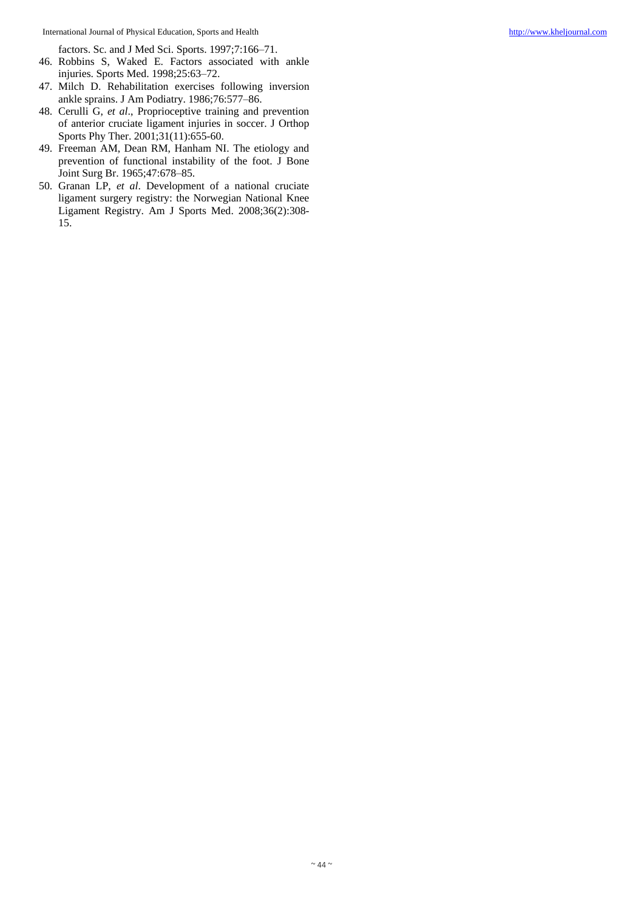factors. Sc. and J Med Sci. Sports. 1997;7:166–71.

46. Robbins S, Waked E. Factors associated with ankle injuries. Sports Med. 1998;25:63–72.
47. Milch D. Rehabilitation exercises following inversion ankle sprains. J Am Podiatry. 1986;76:577–86.
48. Cerulli G, *et al*., Proprioceptive training and prevention of anterior cruciate ligament injuries in soccer. J Orthop Sports Phy Ther. 2001;31(11):655-60.
49. Freeman AM, Dean RM, Hanham NI. The etiology and prevention of functional instability of the foot. J Bone Joint Surg Br. 1965;47:678–85.
50. Granan LP, *et al*. Development of a national cruciate ligament surgery registry: the Norwegian National Knee Ligament Registry. Am J Sports Med. 2008;36(2):308-15.